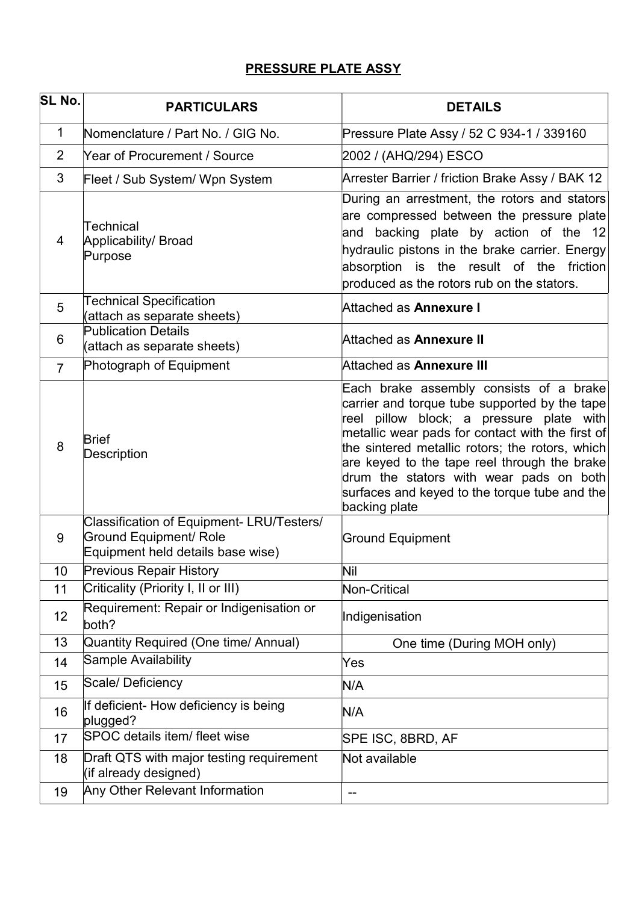# PRESSURE PLATE ASSY

| SL No. | PARTICULARS | DETAILS |
|---|---|---|
| 1 | Nomenclature / Part No. / GIG No. | Pressure Plate Assy / 52 C 934-1 / 339160 |
| 2 | Year of Procurement / Source | 2002 / (AHQ/294) ESCO |
| 3 | Fleet / Sub System/ Wpn System | Arrester Barrier / friction Brake Assy / BAK 12 |
| 4 | Technical Applicability/ Broad Purpose | During an arrestment, the rotors and stators are compressed between the pressure plate and backing plate by action of the 12 hydraulic pistons in the brake carrier. Energy absorption is the result of the friction produced as the rotors rub on the stators. |
| 5 | Technical Specification (attach as separate sheets) | Attached as **Annexure I** |
| 6 | Publication Details (attach as separate sheets) | Attached as **Annexure II** |
| 7 | Photograph of Equipment | Attached as **Annexure III** |
| 8 | Brief Description | Each brake assembly consists of a brake carrier and torque tube supported by the tape reel pillow block; a pressure plate with metallic wear pads for contact with the first of the sintered metallic rotors; the rotors, which are keyed to the tape reel through the brake drum the stators with wear pads on both surfaces and keyed to the torque tube and the backing plate |
| 9 | Classification of Equipment- LRU/Testers/ Ground Equipment/ Role Equipment held details base wise) | Ground Equipment |
| 10 | Previous Repair History | Nil |
| 11 | Criticality (Priority I, II or III) | Non-Critical |
| 12 | Requirement: Repair or Indigenisation or both? | Indigenisation |
| 13 | Quantity Required (One time/ Annual) | One time (During MOH only) |
| 14 | Sample Availability | Yes |
| 15 | Scale/ Deficiency | N/A |
| 16 | If deficient- How deficiency is being plugged? | N/A |
| 17 | SPOC details item/ fleet wise | SPE ISC, 8BRD, AF |
| 18 | Draft QTS with major testing requirement (if already designed) | Not available |
| 19 | Any Other Relevant Information | -- |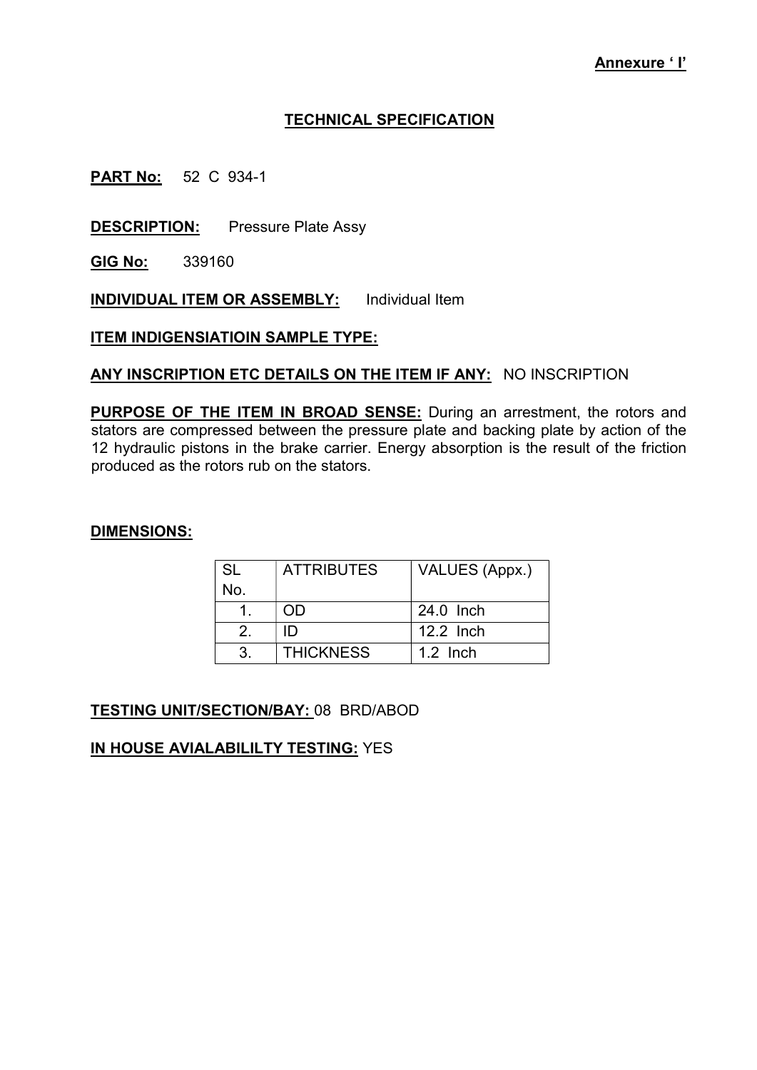**Annexure ' I'**

# TECHNICAL SPECIFICATION

**PART No:** 52 C 934-1

**DESCRIPTION:** Pressure Plate Assy

**GIG No:** 339160

**INDIVIDUAL ITEM OR ASSEMBLY:** Individual Item

**ITEM INDIGENSIATIOIN SAMPLE TYPE:**

**ANY INSCRIPTION ETC DETAILS ON THE ITEM IF ANY:** NO INSCRIPTION

**PURPOSE OF THE ITEM IN BROAD SENSE:** During an arrestment, the rotors and stators are compressed between the pressure plate and backing plate by action of the 12 hydraulic pistons in the brake carrier. Energy absorption is the result of the friction produced as the rotors rub on the stators.

**DIMENSIONS:**

| SL No. | ATTRIBUTES | VALUES (Appx.) |
|---|---|---|
| 1. | OD | 24.0 Inch |
| 2. | ID | 12.2 Inch |
| 3. | THICKNESS | 1.2 Inch |

**TESTING UNIT/SECTION/BAY:** 08 BRD/ABOD

**IN HOUSE AVIALABILILTY TESTING:** YES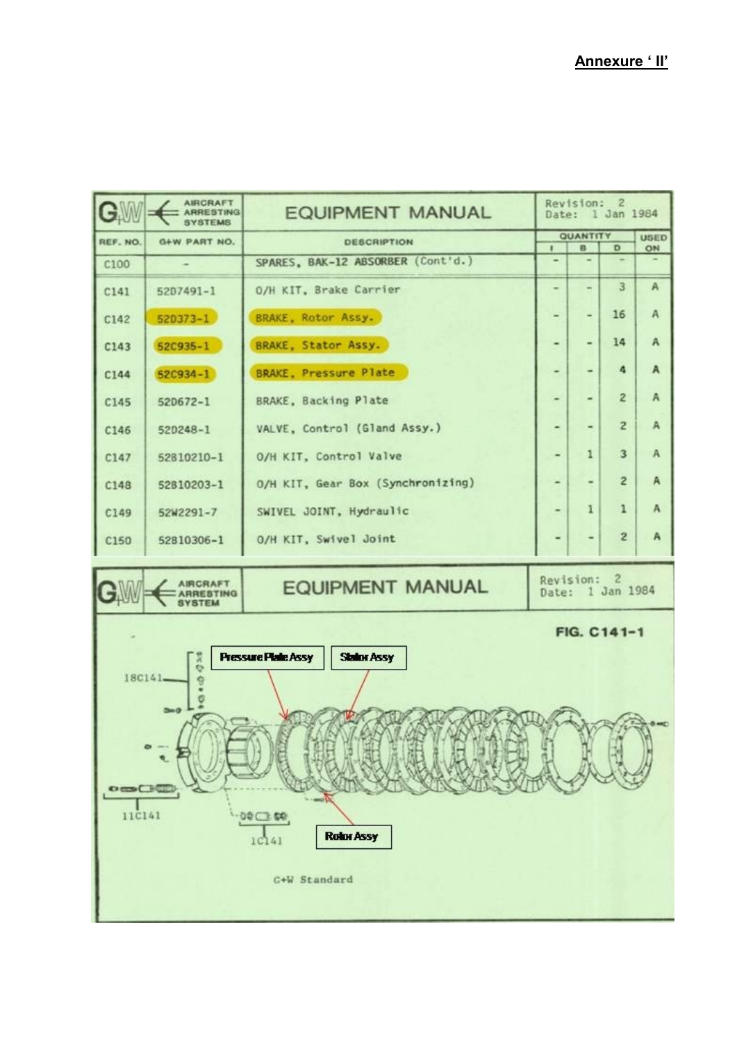**Annexure ' II'**

GW AIRCRAFT ARRESTING SYSTEMS — EQUIPMENT MANUAL — Revision: 2 Date: 1 Jan 1984

| REF. NO. | G+W PART NO. | DESCRIPTION | QUANTITY I | QUANTITY B | QUANTITY D | USED ON |
|---|---|---|---|---|---|---|
| C100 | - | SPARES, BAK-12 ABSORBER (Cont'd.) | - | - | - | - |
| C141 | 52D7491-1 | O/H KIT, Brake Carrier | - | - | 3 | A |
| C142 | 52D373-1 | BRAKE, Rotor Assy. | - | - | 16 | A |
| C143 | 52C935-1 | BRAKE, Stator Assy. | - | - | 14 | A |
| C144 | 52C934-1 | BRAKE, Pressure Plate | - | - | 4 | A |
| C145 | 52D672-1 | BRAKE, Backing Plate | - | - | 2 | A |
| C146 | 52D248-1 | VALVE, Control (Gland Assy.) | - | - | 2 | A |
| C147 | 52810210-1 | O/H KIT, Control Valve | - | 1 | 3 | A |
| C148 | 52810203-1 | O/H KIT, Gear Box (Synchronizing) | - | - | 2 | A |
| C149 | 52W2291-7 | SWIVEL JOINT, Hydraulic | - | 1 | 1 | A |
| C150 | 52810306-1 | O/H KIT, Swivel Joint | - | - | 2 | A |

GW AIRCRAFT ARRESTING SYSTEM — EQUIPMENT MANUAL — Revision: 2 Date: 1 Jan 1984

FIG. C141-1

Pressure Plate Assy — Stator Assy — Rotor Assy — 18C141 — 11C141 — 1C141

C+W Standard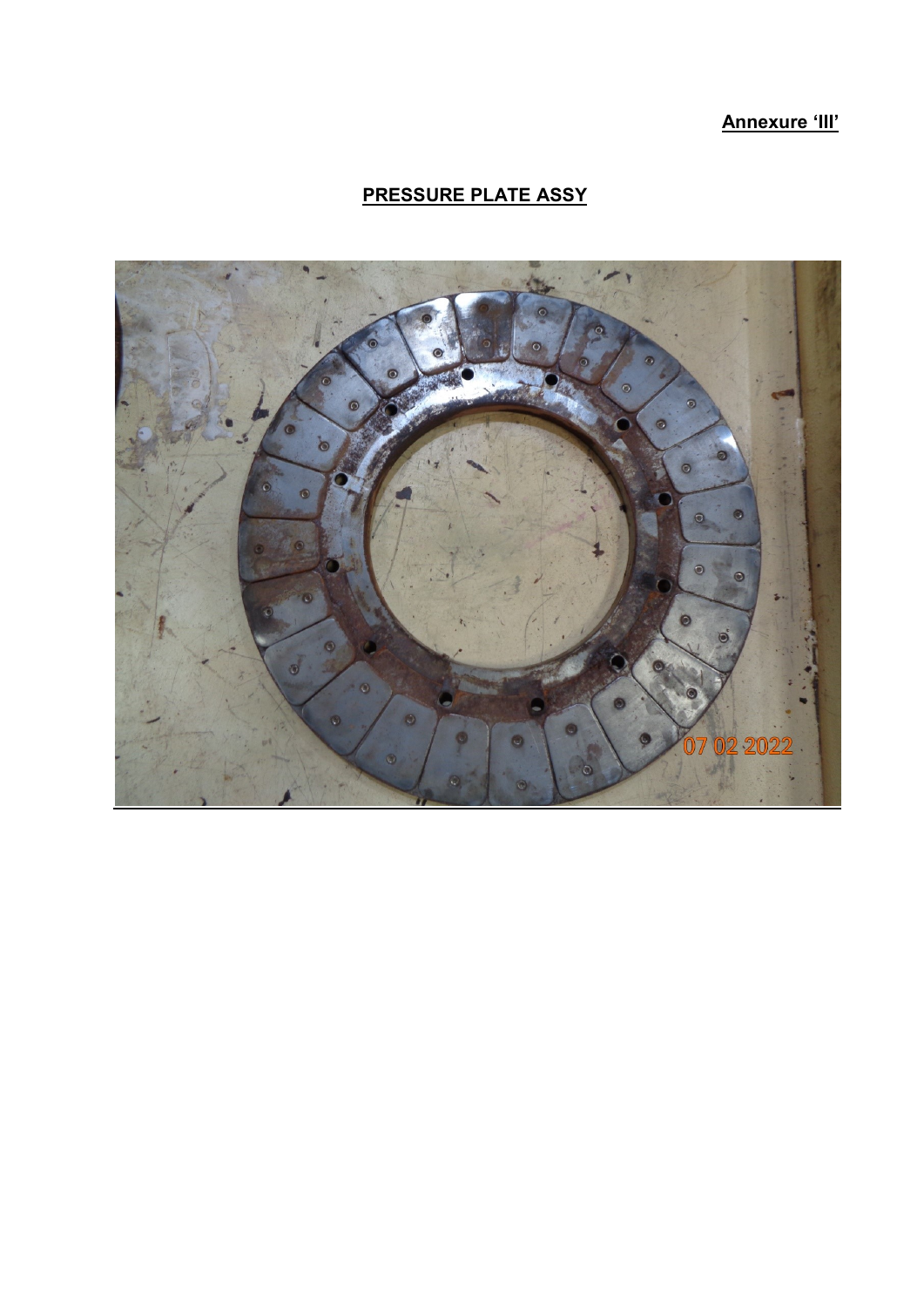**Annexure 'III'**

## PRESSURE PLATE ASSY